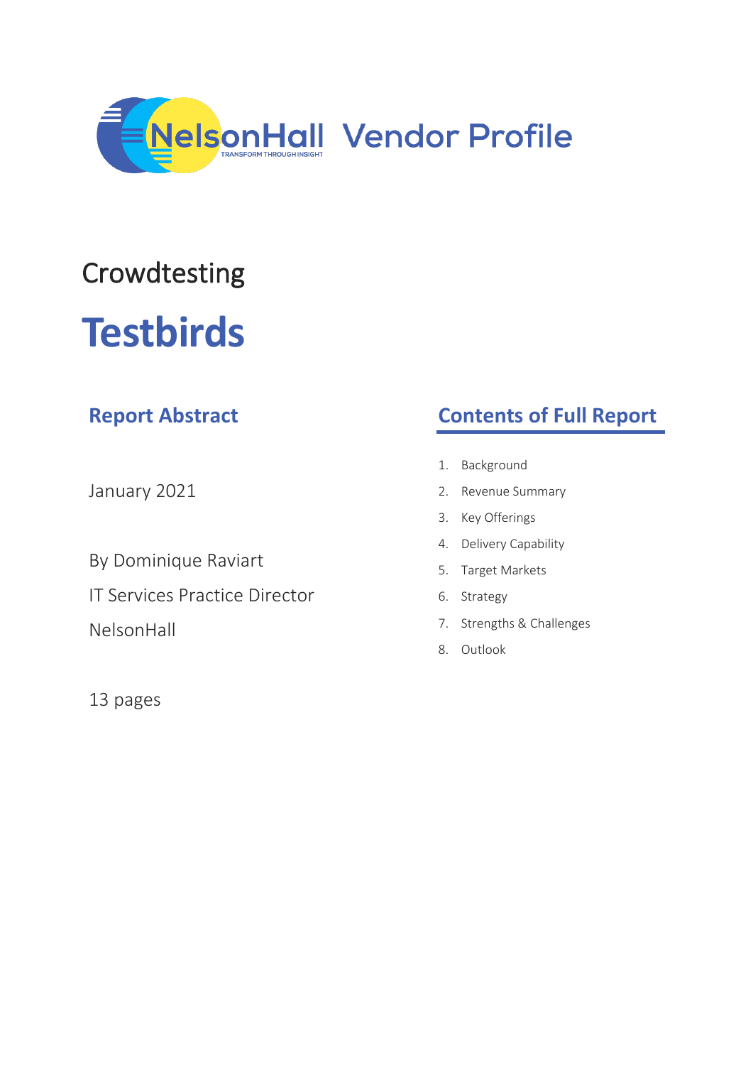NelsonHall Vendor Profile

Crowdtesting

# Testbirds

## Report Abstract

January 2021

By Dominique Raviart

IT Services Practice Director

NelsonHall

13 pages

## Contents of Full Report

1. Background
2. Revenue Summary
3. Key Offerings
4. Delivery Capability
5. Target Markets
6. Strategy
7. Strengths & Challenges
8. Outlook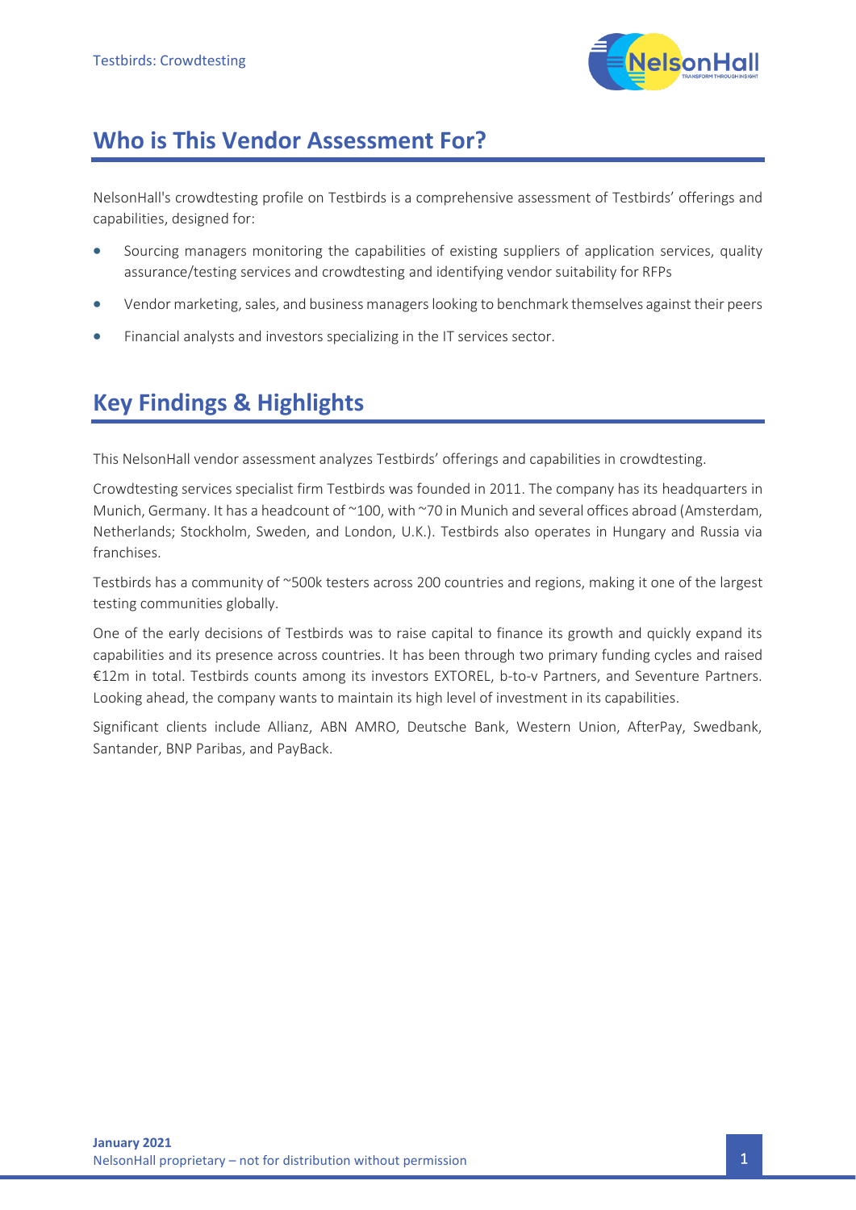## Who is This Vendor Assessment For?

NelsonHall's crowdtesting profile on Testbirds is a comprehensive assessment of Testbirds' offerings and capabilities, designed for:

- Sourcing managers monitoring the capabilities of existing suppliers of application services, quality assurance/testing services and crowdtesting and identifying vendor suitability for RFPs
- Vendor marketing, sales, and business managers looking to benchmark themselves against their peers
- Financial analysts and investors specializing in the IT services sector.

## Key Findings & Highlights

This NelsonHall vendor assessment analyzes Testbirds' offerings and capabilities in crowdtesting.

Crowdtesting services specialist firm Testbirds was founded in 2011. The company has its headquarters in Munich, Germany. It has a headcount of ~100, with ~70 in Munich and several offices abroad (Amsterdam, Netherlands; Stockholm, Sweden, and London, U.K.). Testbirds also operates in Hungary and Russia via franchises.

Testbirds has a community of ~500k testers across 200 countries and regions, making it one of the largest testing communities globally.

One of the early decisions of Testbirds was to raise capital to finance its growth and quickly expand its capabilities and its presence across countries. It has been through two primary funding cycles and raised €12m in total. Testbirds counts among its investors EXTOREL, b-to-v Partners, and Seventure Partners. Looking ahead, the company wants to maintain its high level of investment in its capabilities.

Significant clients include Allianz, ABN AMRO, Deutsche Bank, Western Union, AfterPay, Swedbank, Santander, BNP Paribas, and PayBack.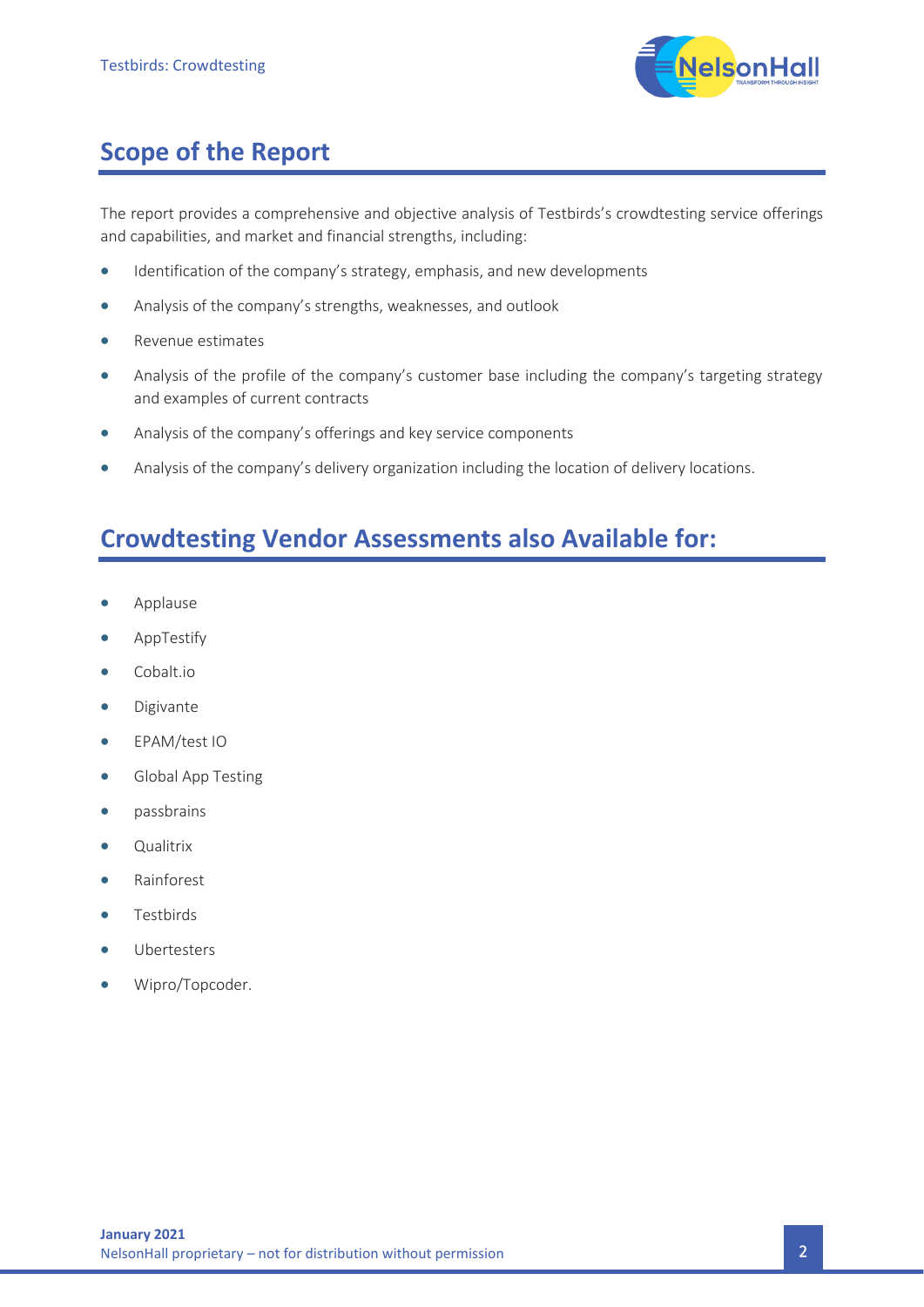## Scope of the Report

The report provides a comprehensive and objective analysis of Testbirds's crowdtesting service offerings and capabilities, and market and financial strengths, including:

- Identification of the company's strategy, emphasis, and new developments
- Analysis of the company's strengths, weaknesses, and outlook
- Revenue estimates
- Analysis of the profile of the company's customer base including the company's targeting strategy and examples of current contracts
- Analysis of the company's offerings and key service components
- Analysis of the company's delivery organization including the location of delivery locations.

## Crowdtesting Vendor Assessments also Available for:

- Applause
- AppTestify
- Cobalt.io
- Digivante
- EPAM/test IO
- Global App Testing
- passbrains
- Qualitrix
- Rainforest
- Testbirds
- Ubertesters
- Wipro/Topcoder.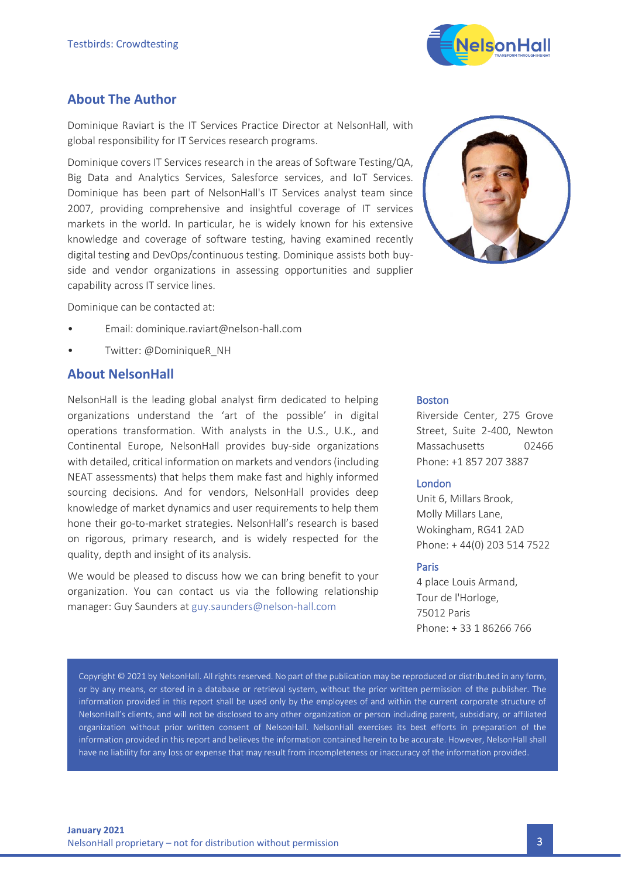## About The Author

Dominique Raviart is the IT Services Practice Director at NelsonHall, with global responsibility for IT Services research programs.

Dominique covers IT Services research in the areas of Software Testing/QA, Big Data and Analytics Services, Salesforce services, and IoT Services. Dominique has been part of NelsonHall's IT Services analyst team since 2007, providing comprehensive and insightful coverage of IT services markets in the world. In particular, he is widely known for his extensive knowledge and coverage of software testing, having examined recently digital testing and DevOps/continuous testing. Dominique assists both buy-side and vendor organizations in assessing opportunities and supplier capability across IT service lines.

Dominique can be contacted at:

- Email: dominique.raviart@nelson-hall.com
- Twitter: @DominiqueR_NH

## About NelsonHall

NelsonHall is the leading global analyst firm dedicated to helping organizations understand the 'art of the possible' in digital operations transformation. With analysts in the U.S., U.K., and Continental Europe, NelsonHall provides buy-side organizations with detailed, critical information on markets and vendors (including NEAT assessments) that helps them make fast and highly informed sourcing decisions. And for vendors, NelsonHall provides deep knowledge of market dynamics and user requirements to help them hone their go-to-market strategies. NelsonHall's research is based on rigorous, primary research, and is widely respected for the quality, depth and insight of its analysis.

We would be pleased to discuss how we can bring benefit to your organization. You can contact us via the following relationship manager: Guy Saunders at guy.saunders@nelson-hall.com

**Boston**
Riverside Center, 275 Grove Street, Suite 2-400, Newton Massachusetts 02466
Phone: +1 857 207 3887

**London**
Unit 6, Millars Brook,
Molly Millars Lane,
Wokingham, RG41 2AD
Phone: + 44(0) 203 514 7522

**Paris**
4 place Louis Armand,
Tour de l'Horloge,
75012 Paris
Phone: + 33 1 86266 766

Copyright © 2021 by NelsonHall. All rights reserved. No part of the publication may be reproduced or distributed in any form, or by any means, or stored in a database or retrieval system, without the prior written permission of the publisher. The information provided in this report shall be used only by the employees of and within the current corporate structure of NelsonHall's clients, and will not be disclosed to any other organization or person including parent, subsidiary, or affiliated organization without prior written consent of NelsonHall. NelsonHall exercises its best efforts in preparation of the information provided in this report and believes the information contained herein to be accurate. However, NelsonHall shall have no liability for any loss or expense that may result from incompleteness or inaccuracy of the information provided.